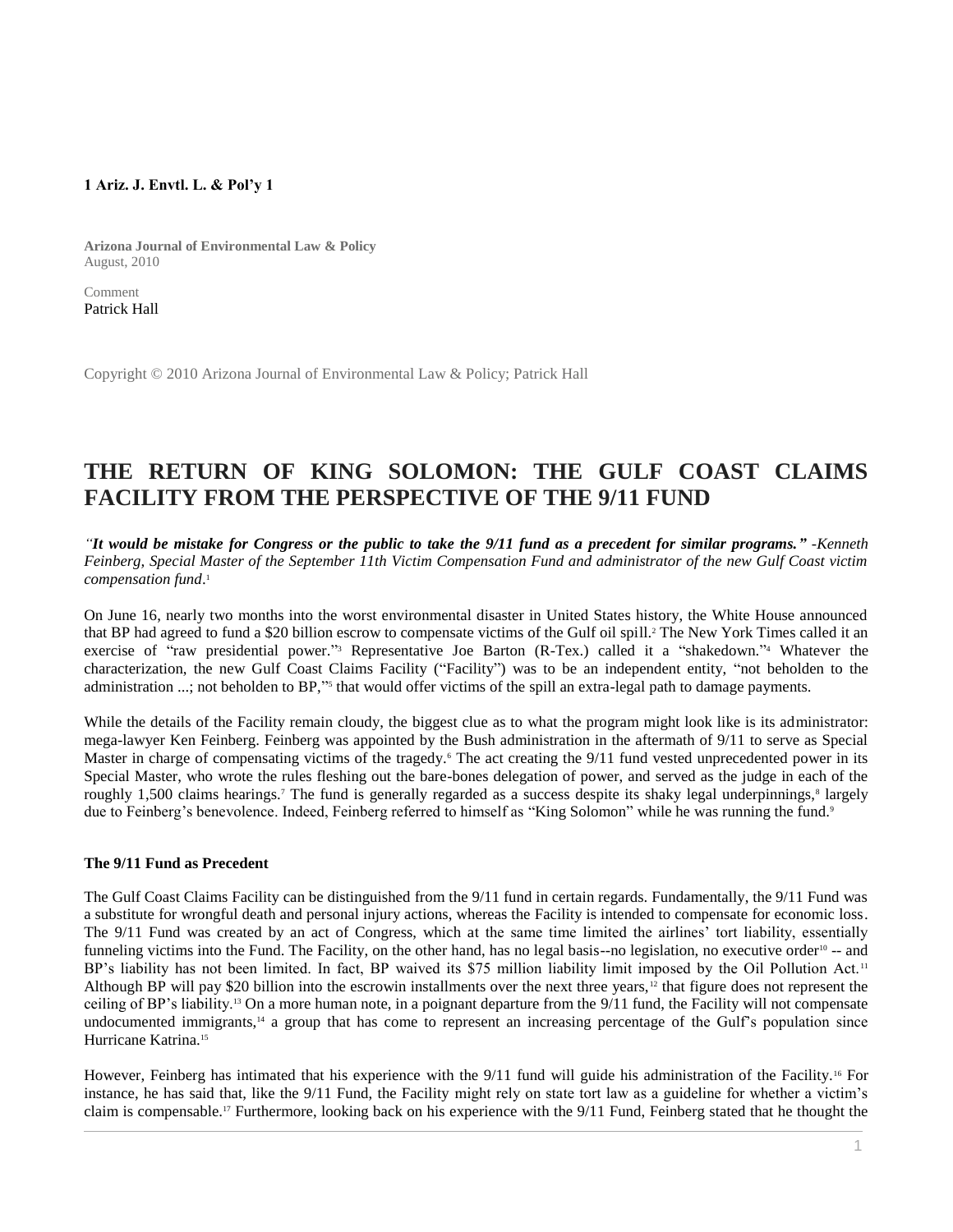**1 Ariz. J. Envtl. L. & Pol'y 1**

**Arizona Journal of Environmental Law & Policy**
August, 2010

Comment
Patrick Hall

Copyright © 2010 Arizona Journal of Environmental Law & Policy; Patrick Hall

# THE RETURN OF KING SOLOMON: THE GULF COAST CLAIMS FACILITY FROM THE PERSPECTIVE OF THE 9/11 FUND

*"**It would be mistake for Congress or the public to take the 9/11 fund as a precedent for similar programs.**" -Kenneth Feinberg, Special Master of the September 11th Victim Compensation Fund and administrator of the new Gulf Coast victim compensation fund*.[1]

On June 16, nearly two months into the worst environmental disaster in United States history, the White House announced that BP had agreed to fund a $20 billion escrow to compensate victims of the Gulf oil spill.[2] The New York Times called it an exercise of "raw presidential power."[3] Representative Joe Barton (R-Tex.) called it a "shakedown."[4] Whatever the characterization, the new Gulf Coast Claims Facility ("Facility") was to be an independent entity, "not beholden to the administration ...; not beholden to BP,"[5] that would offer victims of the spill an extra-legal path to damage payments.

While the details of the Facility remain cloudy, the biggest clue as to what the program might look like is its administrator: mega-lawyer Ken Feinberg. Feinberg was appointed by the Bush administration in the aftermath of 9/11 to serve as Special Master in charge of compensating victims of the tragedy.[6] The act creating the 9/11 fund vested unprecedented power in its Special Master, who wrote the rules fleshing out the bare-bones delegation of power, and served as the judge in each of the roughly 1,500 claims hearings.[7] The fund is generally regarded as a success despite its shaky legal underpinnings,[8] largely due to Feinberg's benevolence. Indeed, Feinberg referred to himself as "King Solomon" while he was running the fund.[9]

### The 9/11 Fund as Precedent

The Gulf Coast Claims Facility can be distinguished from the 9/11 fund in certain regards. Fundamentally, the 9/11 Fund was a substitute for wrongful death and personal injury actions, whereas the Facility is intended to compensate for economic loss. The 9/11 Fund was created by an act of Congress, which at the same time limited the airlines' tort liability, essentially funneling victims into the Fund. The Facility, on the other hand, has no legal basis--no legislation, no executive order[10] -- and BP's liability has not been limited. In fact, BP waived its $75 million liability limit imposed by the Oil Pollution Act.[11] Although BP will pay $20 billion into the escrowin installments over the next three years,[12] that figure does not represent the ceiling of BP's liability.[13] On a more human note, in a poignant departure from the 9/11 fund, the Facility will not compensate undocumented immigrants,[14] a group that has come to represent an increasing percentage of the Gulf's population since Hurricane Katrina.[15]

However, Feinberg has intimated that his experience with the 9/11 fund will guide his administration of the Facility.[16] For instance, he has said that, like the 9/11 Fund, the Facility might rely on state tort law as a guideline for whether a victim's claim is compensable.[17] Furthermore, looking back on his experience with the 9/11 Fund, Feinberg stated that he thought the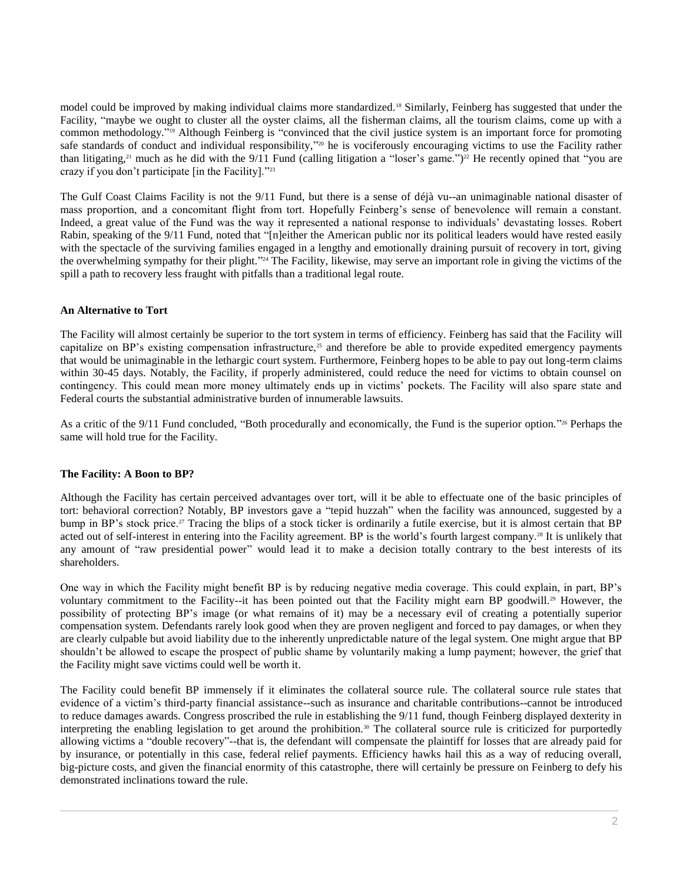model could be improved by making individual claims more standardized.[18] Similarly, Feinberg has suggested that under the Facility, "maybe we ought to cluster all the oyster claims, all the fisherman claims, all the tourism claims, come up with a common methodology."[19] Although Feinberg is "convinced that the civil justice system is an important force for promoting safe standards of conduct and individual responsibility,"[20] he is vociferously encouraging victims to use the Facility rather than litigating,[21] much as he did with the 9/11 Fund (calling litigation a "loser's game.")[22] He recently opined that "you are crazy if you don't participate [in the Facility]."[23]

The Gulf Coast Claims Facility is not the 9/11 Fund, but there is a sense of déjà vu--an unimaginable national disaster of mass proportion, and a concomitant flight from tort. Hopefully Feinberg's sense of benevolence will remain a constant. Indeed, a great value of the Fund was the way it represented a national response to individuals' devastating losses. Robert Rabin, speaking of the 9/11 Fund, noted that "[n]either the American public nor its political leaders would have rested easily with the spectacle of the surviving families engaged in a lengthy and emotionally draining pursuit of recovery in tort, giving the overwhelming sympathy for their plight."[24] The Facility, likewise, may serve an important role in giving the victims of the spill a path to recovery less fraught with pitfalls than a traditional legal route.

**An Alternative to Tort**

The Facility will almost certainly be superior to the tort system in terms of efficiency. Feinberg has said that the Facility will capitalize on BP's existing compensation infrastructure,[25] and therefore be able to provide expedited emergency payments that would be unimaginable in the lethargic court system. Furthermore, Feinberg hopes to be able to pay out long-term claims within 30-45 days. Notably, the Facility, if properly administered, could reduce the need for victims to obtain counsel on contingency. This could mean more money ultimately ends up in victims' pockets. The Facility will also spare state and Federal courts the substantial administrative burden of innumerable lawsuits.

As a critic of the 9/11 Fund concluded, "Both procedurally and economically, the Fund is the superior option."[26] Perhaps the same will hold true for the Facility.

**The Facility: A Boon to BP?**

Although the Facility has certain perceived advantages over tort, will it be able to effectuate one of the basic principles of tort: behavioral correction? Notably, BP investors gave a "tepid huzzah" when the facility was announced, suggested by a bump in BP's stock price.[27] Tracing the blips of a stock ticker is ordinarily a futile exercise, but it is almost certain that BP acted out of self-interest in entering into the Facility agreement. BP is the world's fourth largest company.[28] It is unlikely that any amount of "raw presidential power" would lead it to make a decision totally contrary to the best interests of its shareholders.

One way in which the Facility might benefit BP is by reducing negative media coverage. This could explain, in part, BP's voluntary commitment to the Facility--it has been pointed out that the Facility might earn BP goodwill.[29] However, the possibility of protecting BP's image (or what remains of it) may be a necessary evil of creating a potentially superior compensation system. Defendants rarely look good when they are proven negligent and forced to pay damages, or when they are clearly culpable but avoid liability due to the inherently unpredictable nature of the legal system. One might argue that BP shouldn't be allowed to escape the prospect of public shame by voluntarily making a lump payment; however, the grief that the Facility might save victims could well be worth it.

The Facility could benefit BP immensely if it eliminates the collateral source rule. The collateral source rule states that evidence of a victim's third-party financial assistance--such as insurance and charitable contributions--cannot be introduced to reduce damages awards. Congress proscribed the rule in establishing the 9/11 fund, though Feinberg displayed dexterity in interpreting the enabling legislation to get around the prohibition.[30] The collateral source rule is criticized for purportedly allowing victims a "double recovery"--that is, the defendant will compensate the plaintiff for losses that are already paid for by insurance, or potentially in this case, federal relief payments. Efficiency hawks hail this as a way of reducing overall, big-picture costs, and given the financial enormity of this catastrophe, there will certainly be pressure on Feinberg to defy his demonstrated inclinations toward the rule.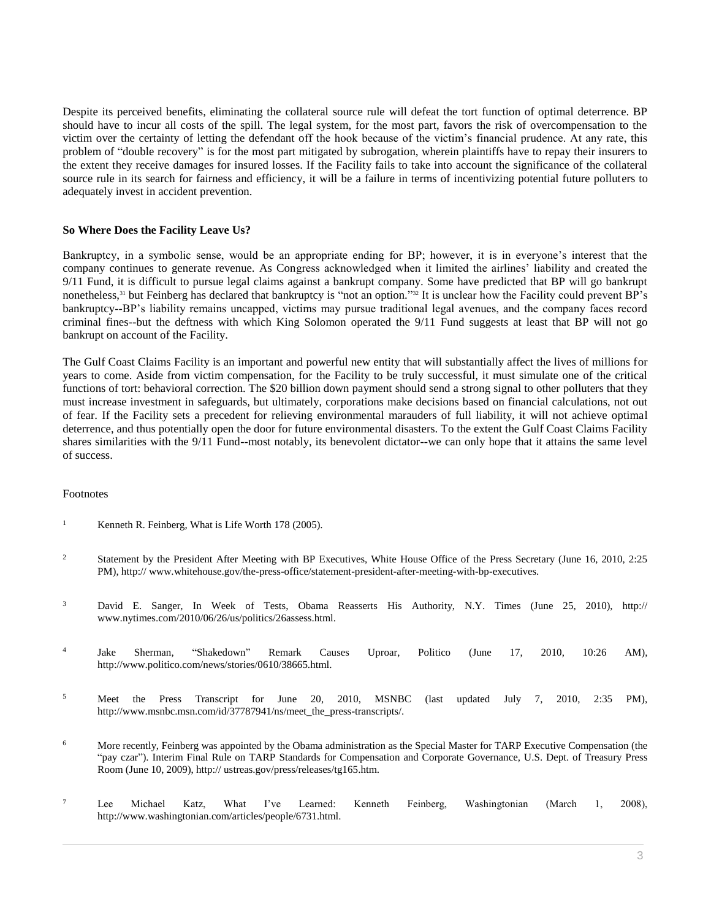Despite its perceived benefits, eliminating the collateral source rule will defeat the tort function of optimal deterrence. BP should have to incur all costs of the spill. The legal system, for the most part, favors the risk of overcompensation to the victim over the certainty of letting the defendant off the hook because of the victim's financial prudence. At any rate, this problem of "double recovery" is for the most part mitigated by subrogation, wherein plaintiffs have to repay their insurers to the extent they receive damages for insured losses. If the Facility fails to take into account the significance of the collateral source rule in its search for fairness and efficiency, it will be a failure in terms of incentivizing potential future polluters to adequately invest in accident prevention.

**So Where Does the Facility Leave Us?**

Bankruptcy, in a symbolic sense, would be an appropriate ending for BP; however, it is in everyone's interest that the company continues to generate revenue. As Congress acknowledged when it limited the airlines' liability and created the 9/11 Fund, it is difficult to pursue legal claims against a bankrupt company. Some have predicted that BP will go bankrupt nonetheless,[31] but Feinberg has declared that bankruptcy is "not an option."[32] It is unclear how the Facility could prevent BP's bankruptcy--BP's liability remains uncapped, victims may pursue traditional legal avenues, and the company faces record criminal fines--but the deftness with which King Solomon operated the 9/11 Fund suggests at least that BP will not go bankrupt on account of the Facility.

The Gulf Coast Claims Facility is an important and powerful new entity that will substantially affect the lives of millions for years to come. Aside from victim compensation, for the Facility to be truly successful, it must simulate one of the critical functions of tort: behavioral correction. The $20 billion down payment should send a strong signal to other polluters that they must increase investment in safeguards, but ultimately, corporations make decisions based on financial calculations, not out of fear. If the Facility sets a precedent for relieving environmental marauders of full liability, it will not achieve optimal deterrence, and thus potentially open the door for future environmental disasters. To the extent the Gulf Coast Claims Facility shares similarities with the 9/11 Fund--most notably, its benevolent dictator--we can only hope that it attains the same level of success.

Footnotes

1. Kenneth R. Feinberg, What is Life Worth 178 (2005).

2. Statement by the President After Meeting with BP Executives, White House Office of the Press Secretary (June 16, 2010, 2:25 PM), http:// www.whitehouse.gov/the-press-office/statement-president-after-meeting-with-bp-executives.

3. David E. Sanger, In Week of Tests, Obama Reasserts His Authority, N.Y. Times (June 25, 2010), http:// www.nytimes.com/2010/06/26/us/politics/26assess.html.

4. Jake Sherman, "Shakedown" Remark Causes Uproar, Politico (June 17, 2010, 10:26 AM), http://www.politico.com/news/stories/0610/38665.html.

5. Meet the Press Transcript for June 20, 2010, MSNBC (last updated July 7, 2010, 2:35 PM), http://www.msnbc.msn.com/id/37787941/ns/meet_the_press-transcripts/.

6. More recently, Feinberg was appointed by the Obama administration as the Special Master for TARP Executive Compensation (the "pay czar"). Interim Final Rule on TARP Standards for Compensation and Corporate Governance, U.S. Dept. of Treasury Press Room (June 10, 2009), http:// ustreas.gov/press/releases/tg165.htm.

7. Lee Michael Katz, What I've Learned: Kenneth Feinberg, Washingtonian (March 1, 2008), http://www.washingtonian.com/articles/people/6731.html.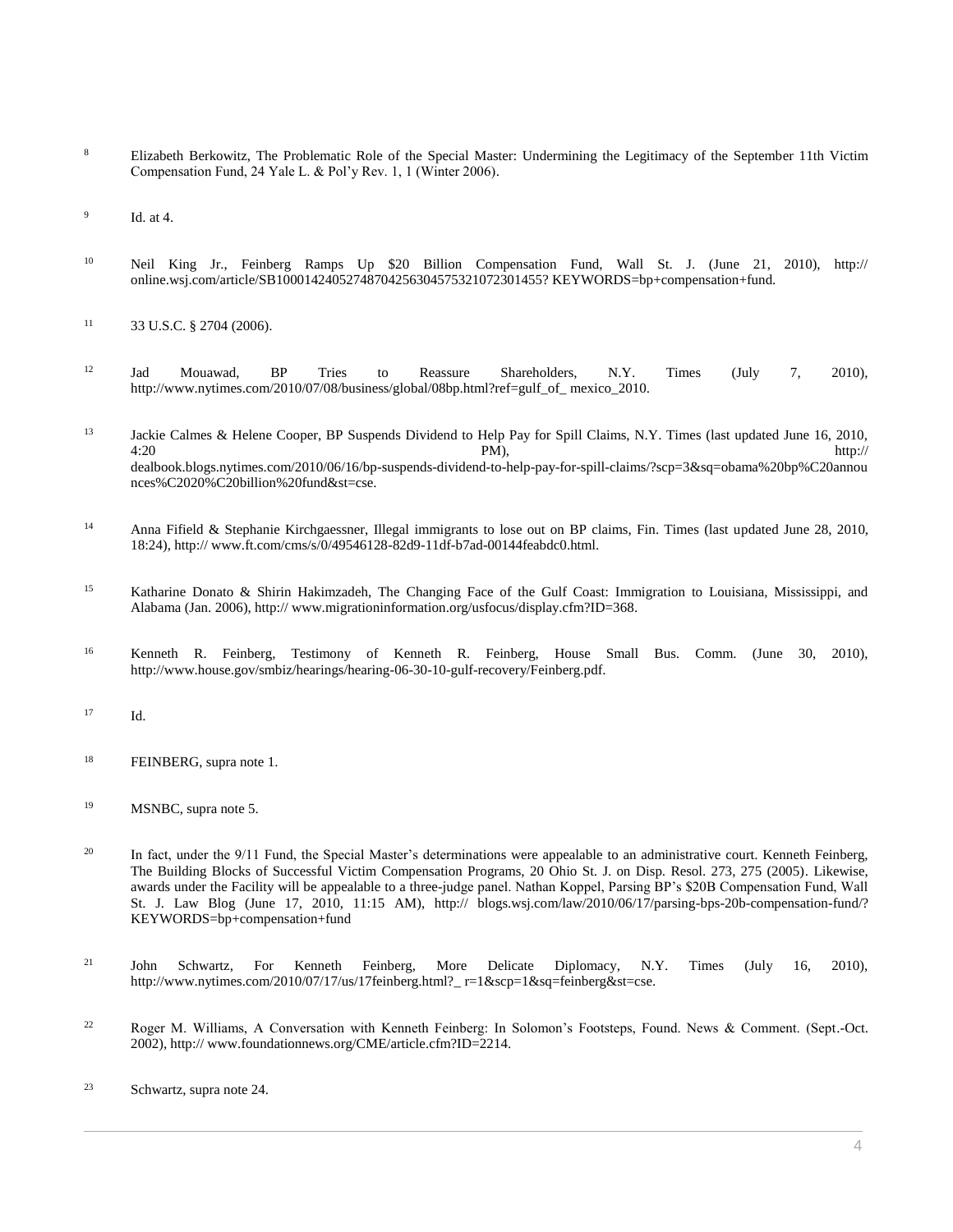[8] Elizabeth Berkowitz, The Problematic Role of the Special Master: Undermining the Legitimacy of the September 11th Victim Compensation Fund, 24 Yale L. & Pol'y Rev. 1, 1 (Winter 2006).

[9] Id. at 4.

[10] Neil King Jr., Feinberg Ramps Up $20 Billion Compensation Fund, Wall St. J. (June 21, 2010), http:// online.wsj.com/article/SB10001424052748704256304575321072301455? KEYWORDS=bp+compensation+fund.

[11] 33 U.S.C. § 2704 (2006).

[12] Jad Mouawad, BP Tries to Reassure Shareholders, N.Y. Times (July 7, 2010), http://www.nytimes.com/2010/07/08/business/global/08bp.html?ref=gulf_of_ mexico_2010.

[13] Jackie Calmes & Helene Cooper, BP Suspends Dividend to Help Pay for Spill Claims, N.Y. Times (last updated June 16, 2010, 4:20 PM), http:// dealbook.blogs.nytimes.com/2010/06/16/bp-suspends-dividend-to-help-pay-for-spill-claims/?scp=3&sq=obama%20bp%C20announces%C2020%C20billion%20fund&st=cse.

[14] Anna Fifield & Stephanie Kirchgaessner, Illegal immigrants to lose out on BP claims, Fin. Times (last updated June 28, 2010, 18:24), http:// www.ft.com/cms/s/0/49546128-82d9-11df-b7ad-00144feabdc0.html.

[15] Katharine Donato & Shirin Hakimzadeh, The Changing Face of the Gulf Coast: Immigration to Louisiana, Mississippi, and Alabama (Jan. 2006), http:// www.migrationinformation.org/usfocus/display.cfm?ID=368.

[16] Kenneth R. Feinberg, Testimony of Kenneth R. Feinberg, House Small Bus. Comm. (June 30, 2010), http://www.house.gov/smbiz/hearings/hearing-06-30-10-gulf-recovery/Feinberg.pdf.

[17] Id.

[18] FEINBERG, supra note 1.

[19] MSNBC, supra note 5.

[20] In fact, under the 9/11 Fund, the Special Master's determinations were appealable to an administrative court. Kenneth Feinberg, The Building Blocks of Successful Victim Compensation Programs, 20 Ohio St. J. on Disp. Resol. 273, 275 (2005). Likewise, awards under the Facility will be appealable to a three-judge panel. Nathan Koppel, Parsing BP's $20B Compensation Fund, Wall St. J. Law Blog (June 17, 2010, 11:15 AM), http:// blogs.wsj.com/law/2010/06/17/parsing-bps-20b-compensation-fund/? KEYWORDS=bp+compensation+fund

[21] John Schwartz, For Kenneth Feinberg, More Delicate Diplomacy, N.Y. Times (July 16, 2010), http://www.nytimes.com/2010/07/17/us/17feinberg.html?_ r=1&scp=1&sq=feinberg&st=cse.

[22] Roger M. Williams, A Conversation with Kenneth Feinberg: In Solomon's Footsteps, Found. News & Comment. (Sept.-Oct. 2002), http:// www.foundationnews.org/CME/article.cfm?ID=2214.

[23] Schwartz, supra note 24.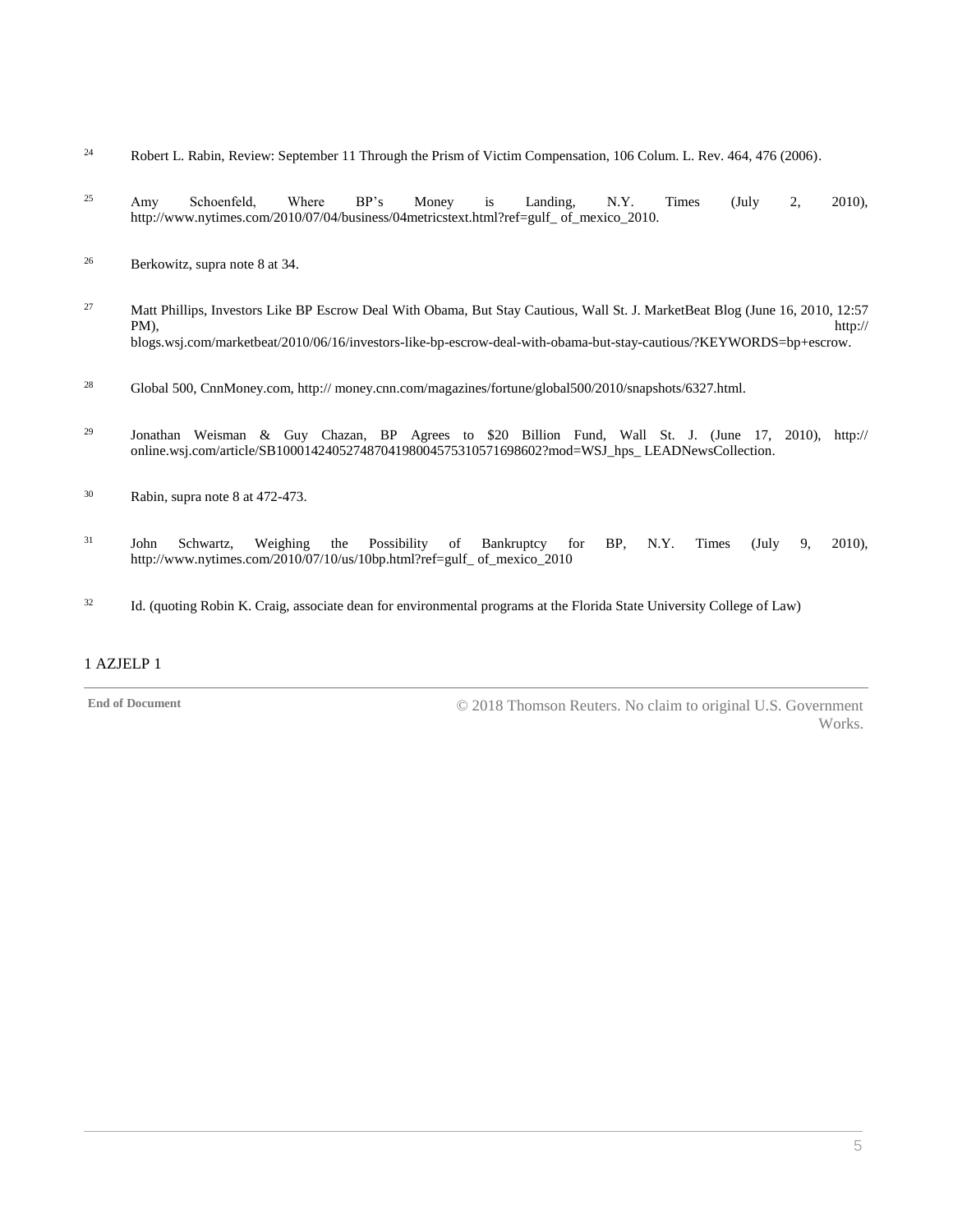[24] Robert L. Rabin, Review: September 11 Through the Prism of Victim Compensation, 106 Colum. L. Rev. 464, 476 (2006).

[25] Amy Schoenfeld, Where BP's Money is Landing, N.Y. Times (July 2, 2010), http://www.nytimes.com/2010/07/04/business/04metricstext.html?ref=gulf_ of_mexico_2010.

[26] Berkowitz, supra note 8 at 34.

[27] Matt Phillips, Investors Like BP Escrow Deal With Obama, But Stay Cautious, Wall St. J. MarketBeat Blog (June 16, 2010, 12:57 PM), http:// blogs.wsj.com/marketbeat/2010/06/16/investors-like-bp-escrow-deal-with-obama-but-stay-cautious/?KEYWORDS=bp+escrow.

[28] Global 500, CnnMoney.com, http:// money.cnn.com/magazines/fortune/global500/2010/snapshots/6327.html.

[29] Jonathan Weisman & Guy Chazan, BP Agrees to $20 Billion Fund, Wall St. J. (June 17, 2010), http:// online.wsj.com/article/SB10001424052748704198004575310571698602?mod=WSJ_hps_ LEADNewsCollection.

[30] Rabin, supra note 8 at 472-473.

[31] John Schwartz, Weighing the Possibility of Bankruptcy for BP, N.Y. Times (July 9, 2010), http://www.nytimes.com/2010/07/10/us/10bp.html?ref=gulf_ of_mexico_2010

[32] Id. (quoting Robin K. Craig, associate dean for environmental programs at the Florida State University College of Law)

1 AZJELP 1

**End of Document** © 2018 Thomson Reuters. No claim to original U.S. Government Works.